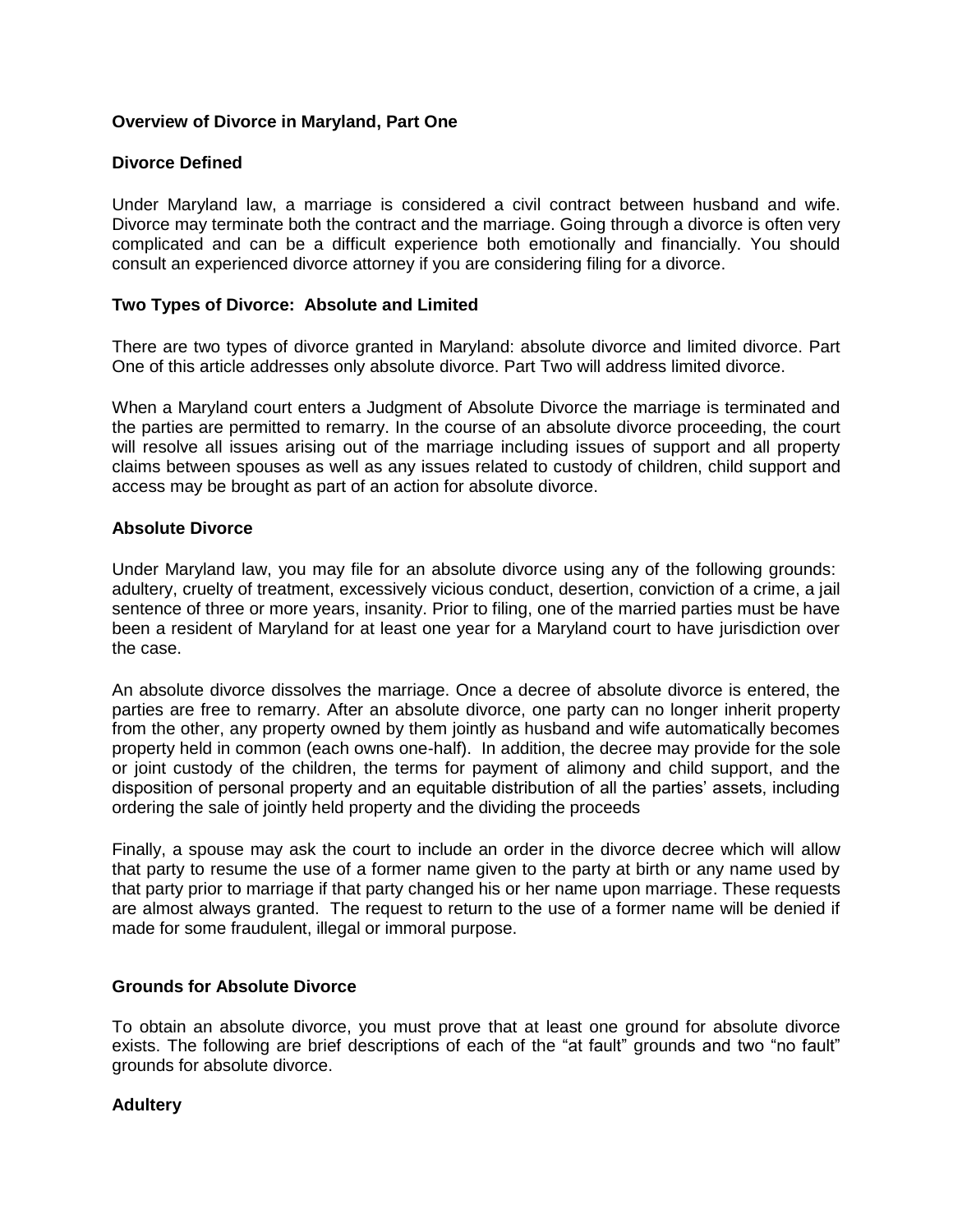# Overview of Divorce in Maryland, Part One

## Divorce Defined

Under Maryland law, a marriage is considered a civil contract between husband and wife. Divorce may terminate both the contract and the marriage. Going through a divorce is often very complicated and can be a difficult experience both emotionally and financially. You should consult an experienced divorce attorney if you are considering filing for a divorce.

## Two Types of Divorce: Absolute and Limited

There are two types of divorce granted in Maryland: absolute divorce and limited divorce. Part One of this article addresses only absolute divorce. Part Two will address limited divorce.

When a Maryland court enters a Judgment of Absolute Divorce the marriage is terminated and the parties are permitted to remarry. In the course of an absolute divorce proceeding, the court will resolve all issues arising out of the marriage including issues of support and all property claims between spouses as well as any issues related to custody of children, child support and access may be brought as part of an action for absolute divorce.

## Absolute Divorce

Under Maryland law, you may file for an absolute divorce using any of the following grounds: adultery, cruelty of treatment, excessively vicious conduct, desertion, conviction of a crime, a jail sentence of three or more years, insanity. Prior to filing, one of the married parties must be have been a resident of Maryland for at least one year for a Maryland court to have jurisdiction over the case.

An absolute divorce dissolves the marriage. Once a decree of absolute divorce is entered, the parties are free to remarry. After an absolute divorce, one party can no longer inherit property from the other, any property owned by them jointly as husband and wife automatically becomes property held in common (each owns one-half). In addition, the decree may provide for the sole or joint custody of the children, the terms for payment of alimony and child support, and the disposition of personal property and an equitable distribution of all the parties' assets, including ordering the sale of jointly held property and the dividing the proceeds

Finally, a spouse may ask the court to include an order in the divorce decree which will allow that party to resume the use of a former name given to the party at birth or any name used by that party prior to marriage if that party changed his or her name upon marriage. These requests are almost always granted. The request to return to the use of a former name will be denied if made for some fraudulent, illegal or immoral purpose.

## Grounds for Absolute Divorce

To obtain an absolute divorce, you must prove that at least one ground for absolute divorce exists. The following are brief descriptions of each of the "at fault" grounds and two "no fault" grounds for absolute divorce.

### Adultery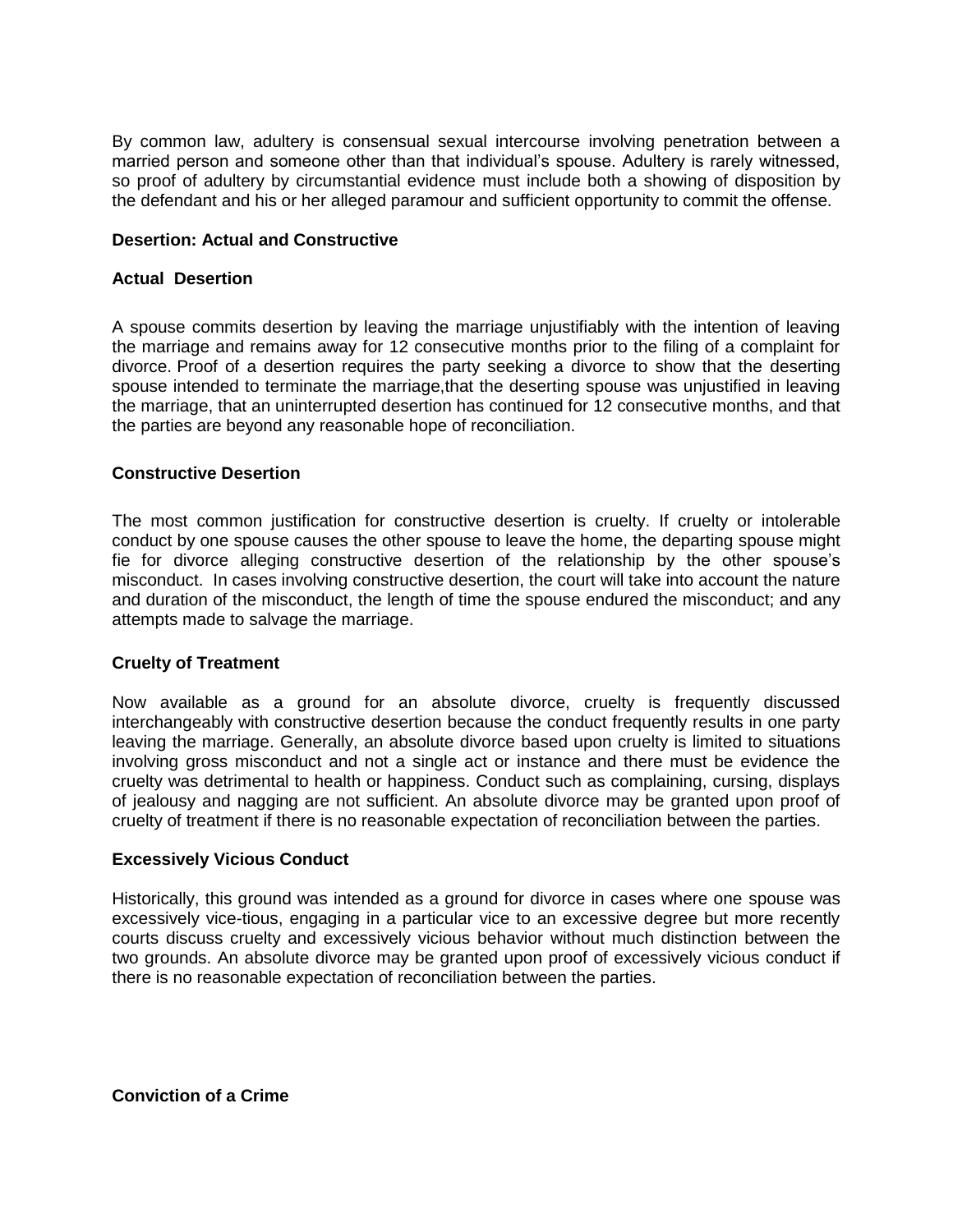By common law, adultery is consensual sexual intercourse involving penetration between a married person and someone other than that individual's spouse. Adultery is rarely witnessed, so proof of adultery by circumstantial evidence must include both a showing of disposition by the defendant and his or her alleged paramour and sufficient opportunity to commit the offense.

**Desertion: Actual and Constructive**

**Actual Desertion**

A spouse commits desertion by leaving the marriage unjustifiably with the intention of leaving the marriage and remains away for 12 consecutive months prior to the filing of a complaint for divorce. Proof of a desertion requires the party seeking a divorce to show that the deserting spouse intended to terminate the marriage,that the deserting spouse was unjustified in leaving the marriage, that an uninterrupted desertion has continued for 12 consecutive months, and that the parties are beyond any reasonable hope of reconciliation.

**Constructive Desertion**

The most common justification for constructive desertion is cruelty. If cruelty or intolerable conduct by one spouse causes the other spouse to leave the home, the departing spouse might fie for divorce alleging constructive desertion of the relationship by the other spouse's misconduct. In cases involving constructive desertion, the court will take into account the nature and duration of the misconduct, the length of time the spouse endured the misconduct; and any attempts made to salvage the marriage.

**Cruelty of Treatment**

Now available as a ground for an absolute divorce, cruelty is frequently discussed interchangeably with constructive desertion because the conduct frequently results in one party leaving the marriage. Generally, an absolute divorce based upon cruelty is limited to situations involving gross misconduct and not a single act or instance and there must be evidence the cruelty was detrimental to health or happiness. Conduct such as complaining, cursing, displays of jealousy and nagging are not sufficient. An absolute divorce may be granted upon proof of cruelty of treatment if there is no reasonable expectation of reconciliation between the parties.

**Excessively Vicious Conduct**

Historically, this ground was intended as a ground for divorce in cases where one spouse was excessively vice-tious, engaging in a particular vice to an excessive degree but more recently courts discuss cruelty and excessively vicious behavior without much distinction between the two grounds. An absolute divorce may be granted upon proof of excessively vicious conduct if there is no reasonable expectation of reconciliation between the parties.

**Conviction of a Crime**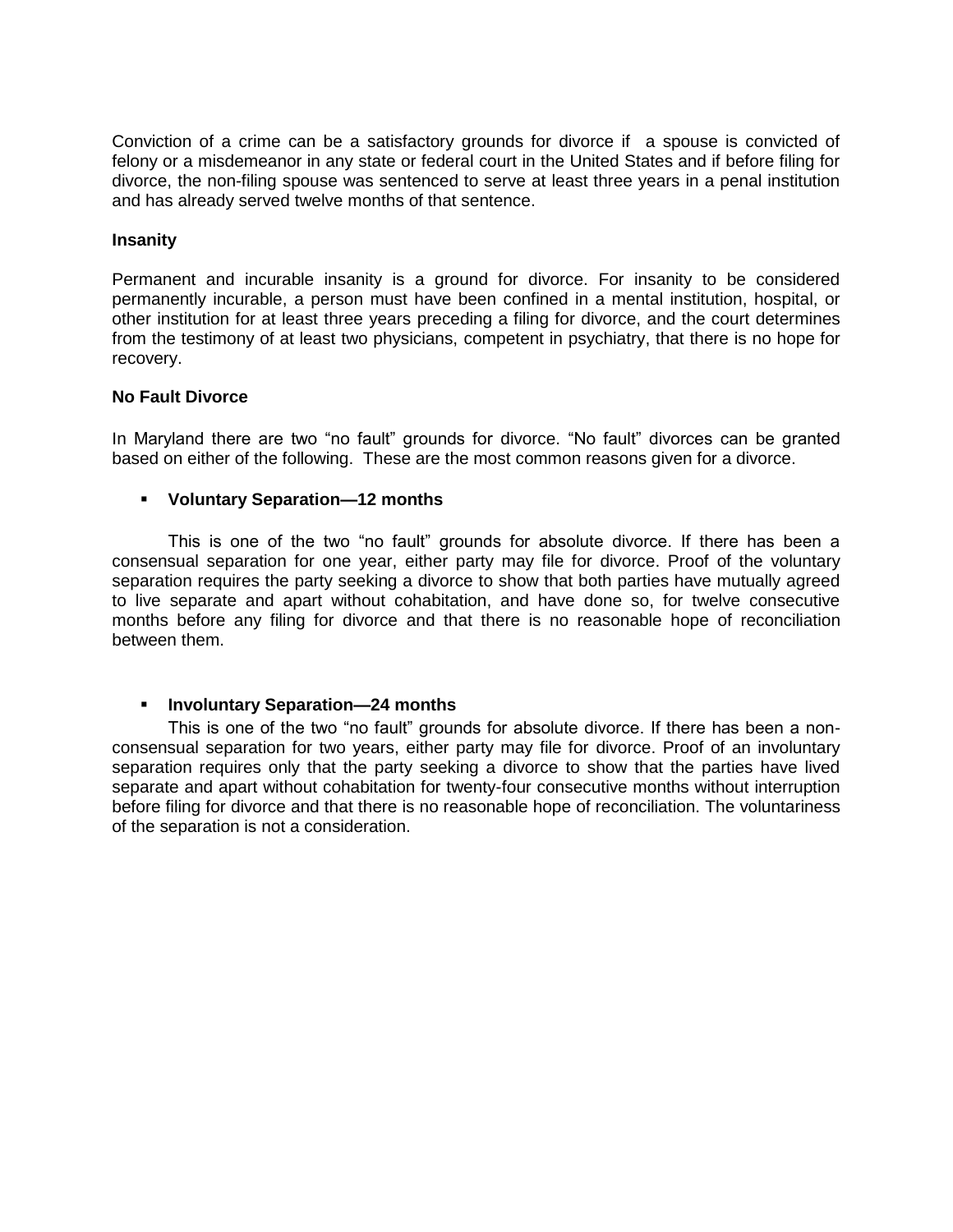Conviction of a crime can be a satisfactory grounds for divorce if a spouse is convicted of felony or a misdemeanor in any state or federal court in the United States and if before filing for divorce, the non-filing spouse was sentenced to serve at least three years in a penal institution and has already served twelve months of that sentence.

**Insanity**

Permanent and incurable insanity is a ground for divorce. For insanity to be considered permanently incurable, a person must have been confined in a mental institution, hospital, or other institution for at least three years preceding a filing for divorce, and the court determines from the testimony of at least two physicians, competent in psychiatry, that there is no hope for recovery.

**No Fault Divorce**

In Maryland there are two "no fault" grounds for divorce. "No fault" divorces can be granted based on either of the following. These are the most common reasons given for a divorce.

- **Voluntary Separation—12 months**

This is one of the two "no fault" grounds for absolute divorce. If there has been a consensual separation for one year, either party may file for divorce. Proof of the voluntary separation requires the party seeking a divorce to show that both parties have mutually agreed to live separate and apart without cohabitation, and have done so, for twelve consecutive months before any filing for divorce and that there is no reasonable hope of reconciliation between them.

- **Involuntary Separation—24 months**

This is one of the two "no fault" grounds for absolute divorce. If there has been a non-consensual separation for two years, either party may file for divorce. Proof of an involuntary separation requires only that the party seeking a divorce to show that the parties have lived separate and apart without cohabitation for twenty-four consecutive months without interruption before filing for divorce and that there is no reasonable hope of reconciliation. The voluntariness of the separation is not a consideration.